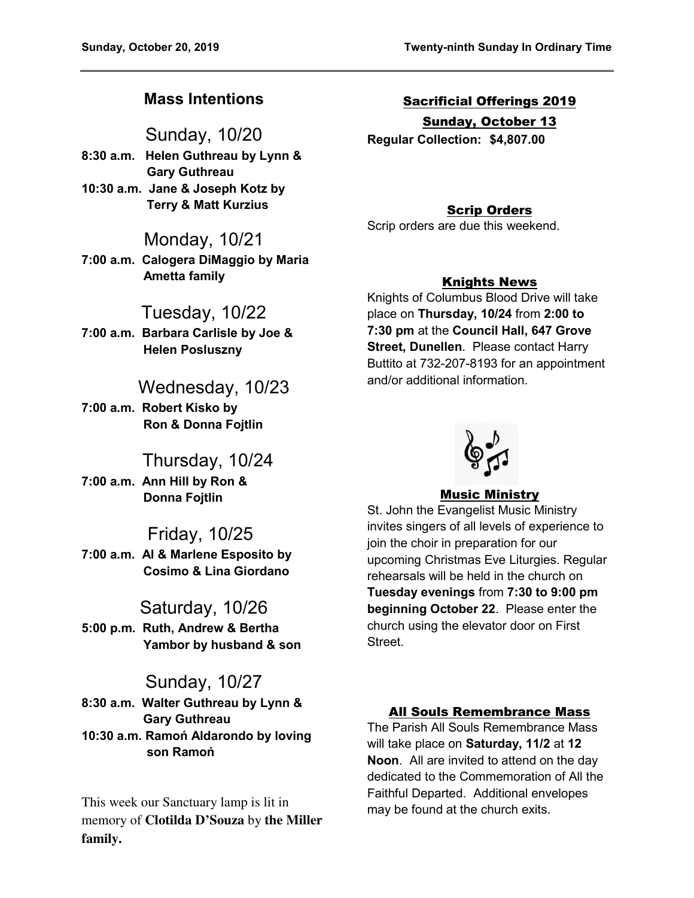## Mass Intentions

### Sunday, 10/20

**8:30 a.m. Helen Guthreau by Lynn & Gary Guthreau**
**10:30 a.m. Jane & Joseph Kotz by Terry & Matt Kurzius**

### Monday, 10/21

**7:00 a.m. Calogera DiMaggio by Maria Ametta family**

### Tuesday, 10/22

**7:00 a.m. Barbara Carlisle by Joe & Helen Posluszny**

### Wednesday, 10/23

**7:00 a.m. Robert Kisko by Ron & Donna Fojtlin**

### Thursday, 10/24

**7:00 a.m. Ann Hill by Ron & Donna Fojtlin**

### Friday, 10/25

**7:00 a.m. Al & Marlene Esposito by Cosimo & Lina Giordano**

### Saturday, 10/26

**5:00 p.m. Ruth, Andrew & Bertha Yambor by husband & son**

### Sunday, 10/27

**8:30 a.m. Walter Guthreau by Lynn & Gary Guthreau**
**10:30 a.m. Ramoń Aldarondo by loving son Ramoń**

This week our Sanctuary lamp is lit in memory of **Clotilda D'Souza** by **the Miller family.**

## Sacrificial Offerings 2019

### Sunday, October 13

**Regular Collection: $4,807.00**

## Scrip Orders

Scrip orders are due this weekend.

## Knights News

Knights of Columbus Blood Drive will take place on **Thursday, 10/24** from **2:00 to 7:30 pm** at the **Council Hall, 647 Grove Street, Dunellen**. Please contact Harry Buttito at 732-207-8193 for an appointment and/or additional information.

## Music Ministry

St. John the Evangelist Music Ministry invites singers of all levels of experience to join the choir in preparation for our upcoming Christmas Eve Liturgies. Regular rehearsals will be held in the church on **Tuesday evenings** from **7:30 to 9:00 pm beginning October 22**. Please enter the church using the elevator door on First Street.

## All Souls Remembrance Mass

The Parish All Souls Remembrance Mass will take place on **Saturday, 11/2** at **12 Noon**. All are invited to attend on the day dedicated to the Commemoration of All the Faithful Departed. Additional envelopes may be found at the church exits.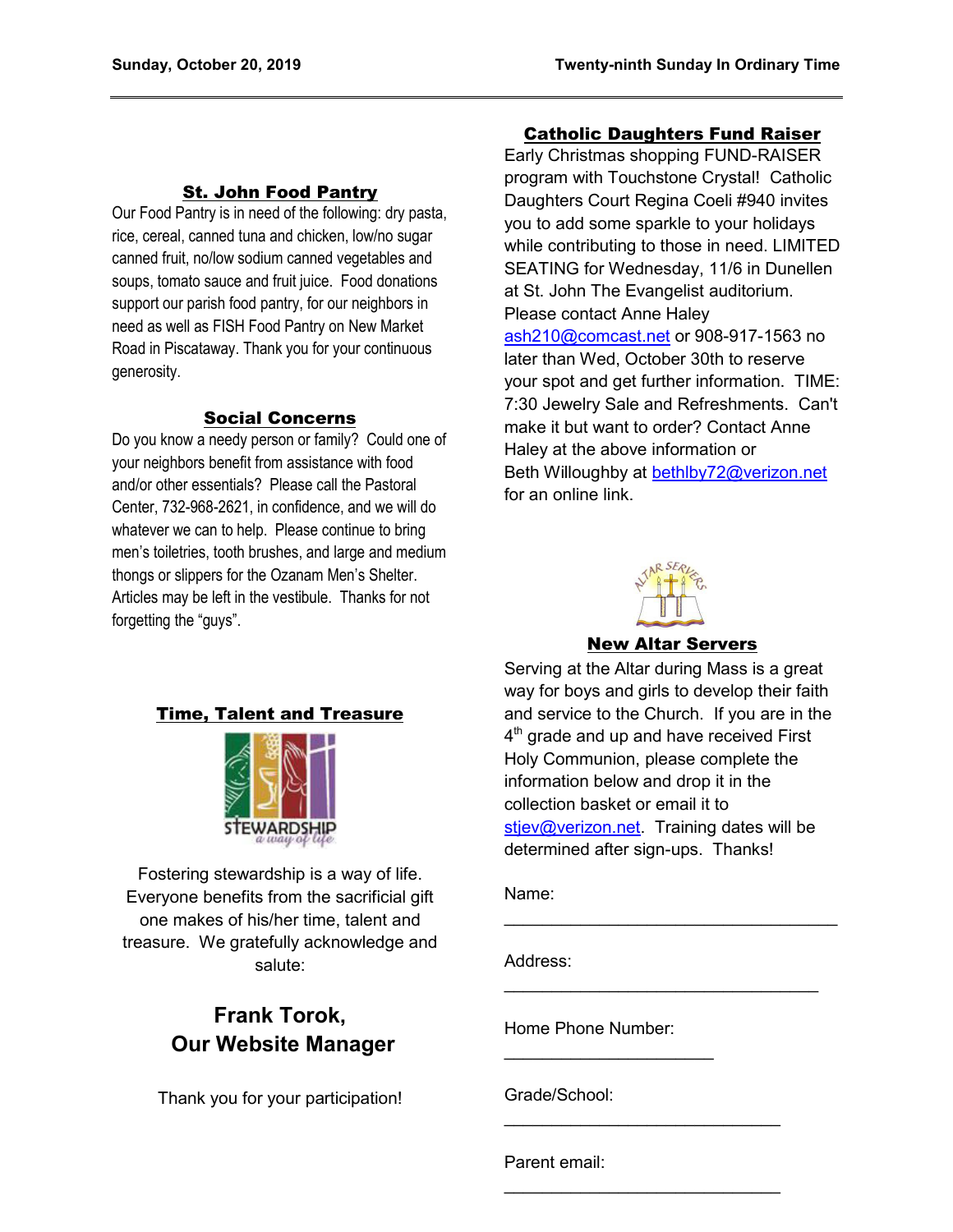## St. John Food Pantry

Our Food Pantry is in need of the following: dry pasta, rice, cereal, canned tuna and chicken, low/no sugar canned fruit, no/low sodium canned vegetables and soups, tomato sauce and fruit juice. Food donations support our parish food pantry, for our neighbors in need as well as FISH Food Pantry on New Market Road in Piscataway. Thank you for your continuous generosity.

## Social Concerns

Do you know a needy person or family? Could one of your neighbors benefit from assistance with food and/or other essentials? Please call the Pastoral Center, 732-968-2621, in confidence, and we will do whatever we can to help. Please continue to bring men's toiletries, tooth brushes, and large and medium thongs or slippers for the Ozanam Men's Shelter. Articles may be left in the vestibule. Thanks for not forgetting the "guys".

## Time, Talent and Treasure

Fostering stewardship is a way of life. Everyone benefits from the sacrificial gift one makes of his/her time, talent and treasure. We gratefully acknowledge and salute:

**Frank Torok,**
**Our Website Manager**

Thank you for your participation!

## Catholic Daughters Fund Raiser

Early Christmas shopping FUND-RAISER program with Touchstone Crystal! Catholic Daughters Court Regina Coeli #940 invites you to add some sparkle to your holidays while contributing to those in need. LIMITED SEATING for Wednesday, 11/6 in Dunellen at St. John The Evangelist auditorium. Please contact Anne Haley ash210@comcast.net or 908-917-1563 no later than Wed, October 30th to reserve your spot and get further information. TIME: 7:30 Jewelry Sale and Refreshments. Can't make it but want to order? Contact Anne Haley at the above information or Beth Willoughby at bethlby72@verizon.net for an online link.

## New Altar Servers

Serving at the Altar during Mass is a great way for boys and girls to develop their faith and service to the Church. If you are in the 4th grade and up and have received First Holy Communion, please complete the information below and drop it in the collection basket or email it to stjev@verizon.net. Training dates will be determined after sign-ups. Thanks!

Name: ________________________________

Address: ______________________________

Home Phone Number: ____________________

Grade/School: __________________________

Parent email: ___________________________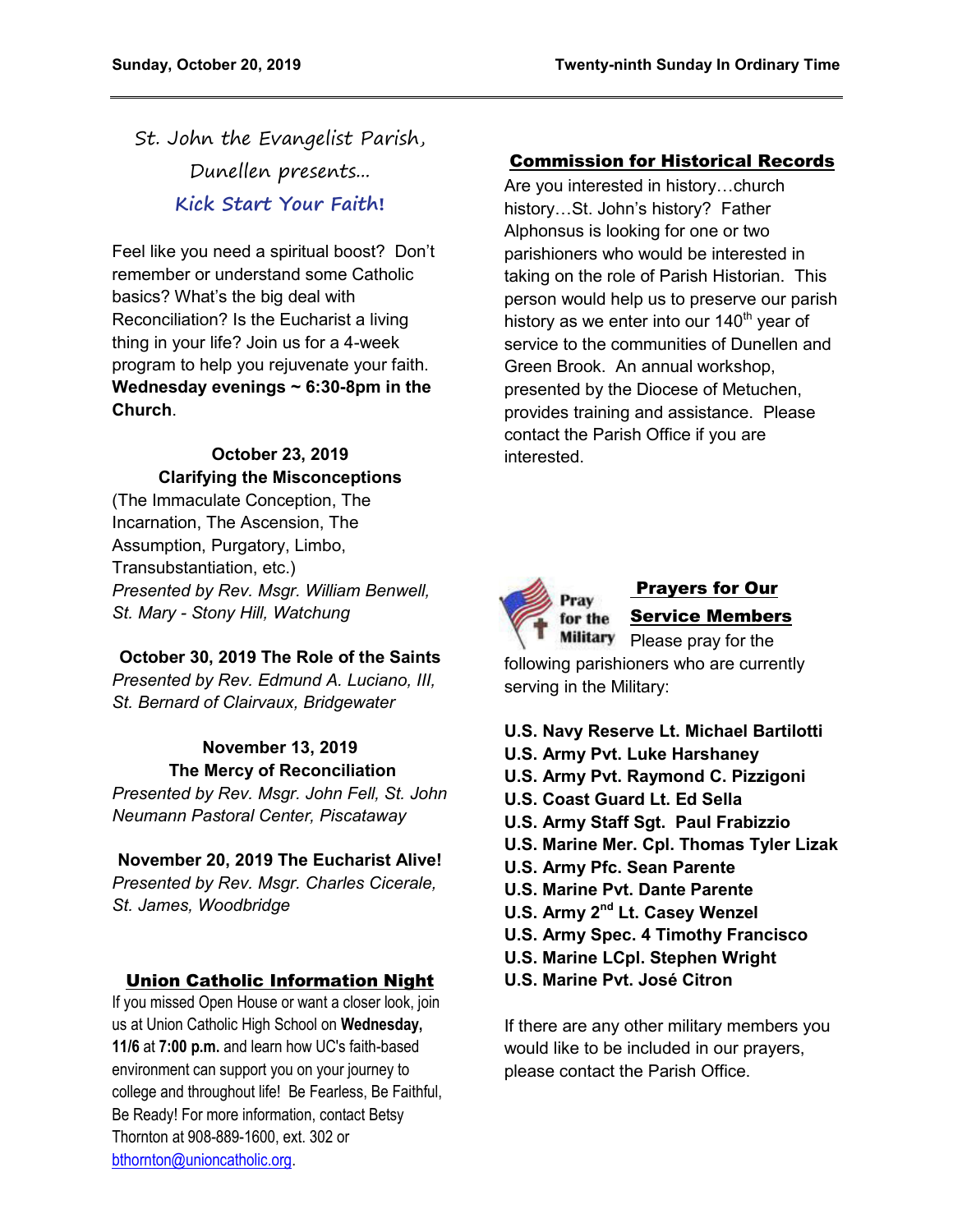St. John the Evangelist Parish, Dunellen presents…

## Kick Start Your Faith!

Feel like you need a spiritual boost? Don't remember or understand some Catholic basics? What's the big deal with Reconciliation? Is the Eucharist a living thing in your life? Join us for a 4-week program to help you rejuvenate your faith. **Wednesday evenings ~ 6:30-8pm in the Church**.

**October 23, 2019**
**Clarifying the Misconceptions**
(The Immaculate Conception, The Incarnation, The Ascension, The Assumption, Purgatory, Limbo, Transubstantiation, etc.)
*Presented by Rev. Msgr. William Benwell, St. Mary - Stony Hill, Watchung*

**October 30, 2019 The Role of the Saints**
*Presented by Rev. Edmund A. Luciano, III, St. Bernard of Clairvaux, Bridgewater*

**November 13, 2019**
**The Mercy of Reconciliation**
*Presented by Rev. Msgr. John Fell, St. John Neumann Pastoral Center, Piscataway*

**November 20, 2019 The Eucharist Alive!**
*Presented by Rev. Msgr. Charles Cicerale, St. James, Woodbridge*

## Union Catholic Information Night

If you missed Open House or want a closer look, join us at Union Catholic High School on **Wednesday, 11/6** at **7:00 p.m.** and learn how UC's faith-based environment can support you on your journey to college and throughout life! Be Fearless, Be Faithful, Be Ready! For more information, contact Betsy Thornton at 908-889-1600, ext. 302 or bthornton@unioncatholic.org.

## Commission for Historical Records

Are you interested in history…church history…St. John's history? Father Alphonsus is looking for one or two parishioners who would be interested in taking on the role of Parish Historian. This person would help us to preserve our parish history as we enter into our 140th year of service to the communities of Dunellen and Green Brook. An annual workshop, presented by the Diocese of Metuchen, provides training and assistance. Please contact the Parish Office if you are interested.

## Prayers for Our Service Members

Please pray for the following parishioners who are currently serving in the Military:

**U.S. Navy Reserve Lt. Michael Bartilotti**
**U.S. Army Pvt. Luke Harshaney**
**U.S. Army Pvt. Raymond C. Pizzigoni**
**U.S. Coast Guard Lt. Ed Sella**
**U.S. Army Staff Sgt. Paul Frabizzio**
**U.S. Marine Mer. Cpl. Thomas Tyler Lizak**
**U.S. Army Pfc. Sean Parente**
**U.S. Marine Pvt. Dante Parente**
**U.S. Army 2nd Lt. Casey Wenzel**
**U.S. Army Spec. 4 Timothy Francisco**
**U.S. Marine LCpl. Stephen Wright**
**U.S. Marine Pvt. José Citron**

If there are any other military members you would like to be included in our prayers, please contact the Parish Office.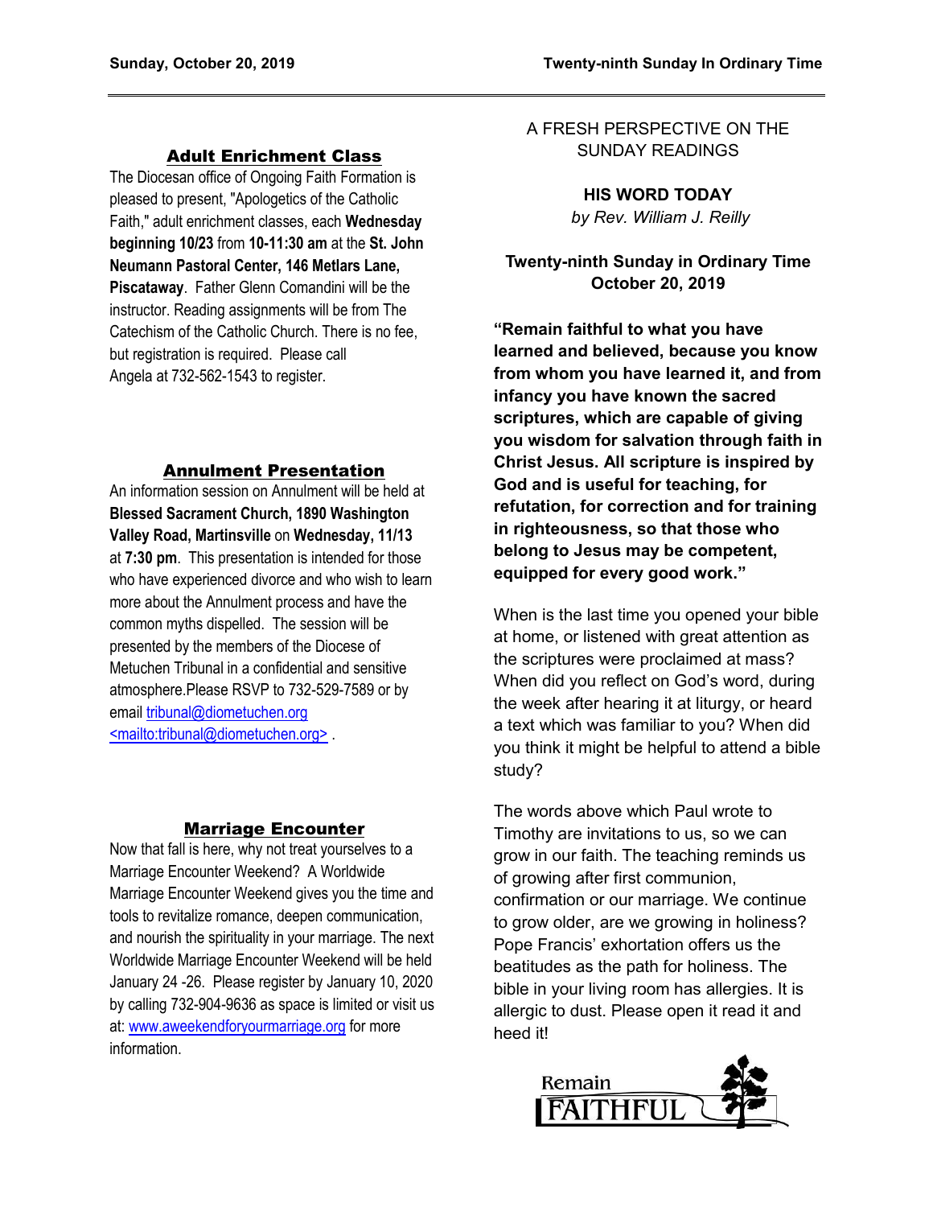## Adult Enrichment Class

The Diocesan office of Ongoing Faith Formation is pleased to present, "Apologetics of the Catholic Faith," adult enrichment classes, each **Wednesday beginning 10/23** from **10-11:30 am** at the **St. John Neumann Pastoral Center, 146 Metlars Lane, Piscataway**. Father Glenn Comandini will be the instructor. Reading assignments will be from The Catechism of the Catholic Church. There is no fee, but registration is required. Please call Angela at 732-562-1543 to register.

## Annulment Presentation

An information session on Annulment will be held at **Blessed Sacrament Church, 1890 Washington Valley Road, Martinsville** on **Wednesday, 11/13** at **7:30 pm**. This presentation is intended for those who have experienced divorce and who wish to learn more about the Annulment process and have the common myths dispelled. The session will be presented by the members of the Diocese of Metuchen Tribunal in a confidential and sensitive atmosphere.Please RSVP to 732-529-7589 or by email tribunal@diometuchen.org <mailto:tribunal@diometuchen.org> .

## Marriage Encounter

Now that fall is here, why not treat yourselves to a Marriage Encounter Weekend? A Worldwide Marriage Encounter Weekend gives you the time and tools to revitalize romance, deepen communication, and nourish the spirituality in your marriage. The next Worldwide Marriage Encounter Weekend will be held January 24 -26. Please register by January 10, 2020 by calling 732-904-9636 as space is limited or visit us at: www.aweekendforyourmarriage.org for more information.

A FRESH PERSPECTIVE ON THE SUNDAY READINGS

**HIS WORD TODAY**

*by Rev. William J. Reilly*

**Twenty-ninth Sunday in Ordinary Time**
**October 20, 2019**

**"Remain faithful to what you have learned and believed, because you know from whom you have learned it, and from infancy you have known the sacred scriptures, which are capable of giving you wisdom for salvation through faith in Christ Jesus. All scripture is inspired by God and is useful for teaching, for refutation, for correction and for training in righteousness, so that those who belong to Jesus may be competent, equipped for every good work."**

When is the last time you opened your bible at home, or listened with great attention as the scriptures were proclaimed at mass? When did you reflect on God's word, during the week after hearing it at liturgy, or heard a text which was familiar to you? When did you think it might be helpful to attend a bible study?

The words above which Paul wrote to Timothy are invitations to us, so we can grow in our faith. The teaching reminds us of growing after first communion, confirmation or our marriage. We continue to grow older, are we growing in holiness? Pope Francis' exhortation offers us the beatitudes as the path for holiness. The bible in your living room has allergies. It is allergic to dust. Please open it read it and heed it!

Remain FAITHFUL